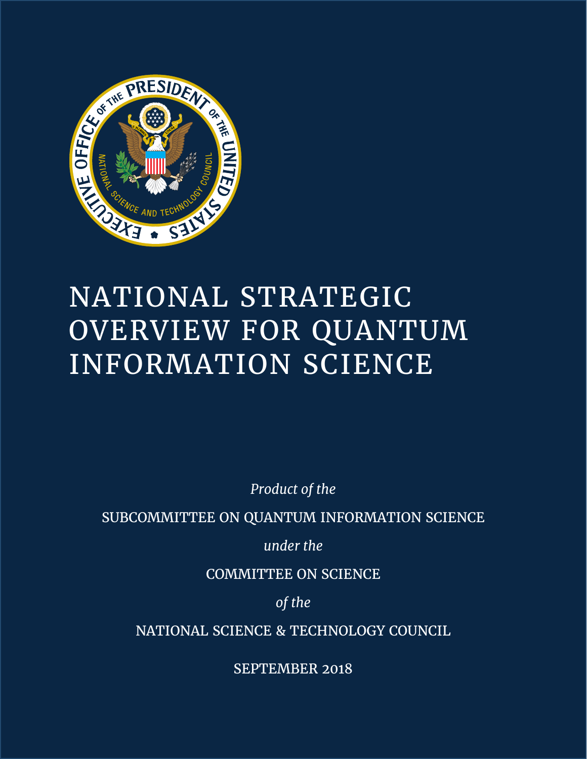# NATIONAL STRATEGIC OVERVIEW FOR QUANTUM INFORMATION SCIENCE

*Product of the*

SUBCOMMITTEE ON QUANTUM INFORMATION SCIENCE

*under the*

COMMITTEE ON SCIENCE

*of the*

NATIONAL SCIENCE & TECHNOLOGY COUNCIL

SEPTEMBER 2018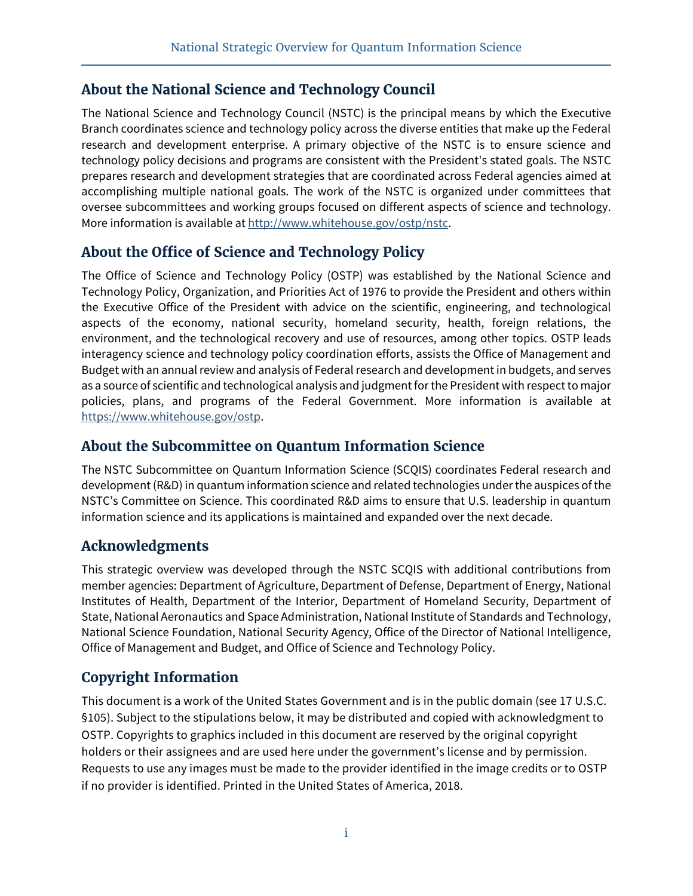## About the National Science and Technology Council

The National Science and Technology Council (NSTC) is the principal means by which the Executive Branch coordinates science and technology policy across the diverse entities that make up the Federal research and development enterprise. A primary objective of the NSTC is to ensure science and technology policy decisions and programs are consistent with the President's stated goals. The NSTC prepares research and development strategies that are coordinated across Federal agencies aimed at accomplishing multiple national goals. The work of the NSTC is organized under committees that oversee subcommittees and working groups focused on different aspects of science and technology. More information is available at http://www.whitehouse.gov/ostp/nstc.

## About the Office of Science and Technology Policy

The Office of Science and Technology Policy (OSTP) was established by the National Science and Technology Policy, Organization, and Priorities Act of 1976 to provide the President and others within the Executive Office of the President with advice on the scientific, engineering, and technological aspects of the economy, national security, homeland security, health, foreign relations, the environment, and the technological recovery and use of resources, among other topics. OSTP leads interagency science and technology policy coordination efforts, assists the Office of Management and Budget with an annual review and analysis of Federal research and development in budgets, and serves as a source of scientific and technological analysis and judgment for the President with respect to major policies, plans, and programs of the Federal Government. More information is available at https://www.whitehouse.gov/ostp.

## About the Subcommittee on Quantum Information Science

The NSTC Subcommittee on Quantum Information Science (SCQIS) coordinates Federal research and development (R&D) in quantum information science and related technologies under the auspices of the NSTC's Committee on Science. This coordinated R&D aims to ensure that U.S. leadership in quantum information science and its applications is maintained and expanded over the next decade.

## Acknowledgments

This strategic overview was developed through the NSTC SCQIS with additional contributions from member agencies: Department of Agriculture, Department of Defense, Department of Energy, National Institutes of Health, Department of the Interior, Department of Homeland Security, Department of State, National Aeronautics and Space Administration, National Institute of Standards and Technology, National Science Foundation, National Security Agency, Office of the Director of National Intelligence, Office of Management and Budget, and Office of Science and Technology Policy.

## Copyright Information

This document is a work of the United States Government and is in the public domain (see 17 U.S.C. §105). Subject to the stipulations below, it may be distributed and copied with acknowledgment to OSTP. Copyrights to graphics included in this document are reserved by the original copyright holders or their assignees and are used here under the government's license and by permission. Requests to use any images must be made to the provider identified in the image credits or to OSTP if no provider is identified. Printed in the United States of America, 2018.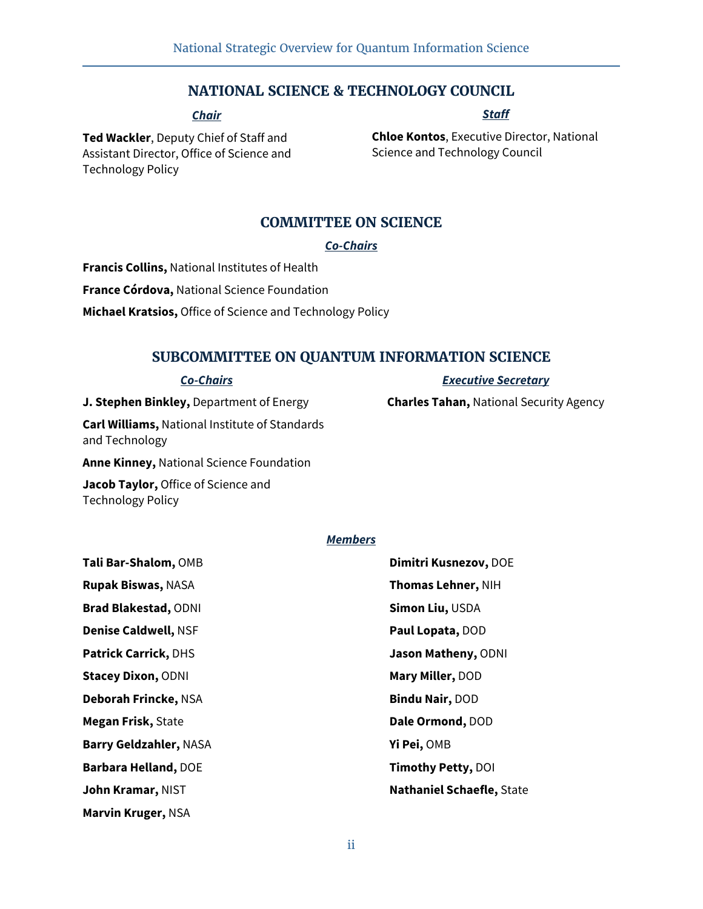## NATIONAL SCIENCE & TECHNOLOGY COUNCIL

***Chair***

**Ted Wackler**, Deputy Chief of Staff and Assistant Director, Office of Science and Technology Policy

***Staff***

**Chloe Kontos**, Executive Director, National Science and Technology Council

## COMMITTEE ON SCIENCE

***Co-Chairs***

**Francis Collins,** National Institutes of Health

**France Córdova,** National Science Foundation

**Michael Kratsios,** Office of Science and Technology Policy

## SUBCOMMITTEE ON QUANTUM INFORMATION SCIENCE

***Co-Chairs***

**J. Stephen Binkley,** Department of Energy

**Carl Williams,** National Institute of Standards and Technology

**Anne Kinney,** National Science Foundation

**Jacob Taylor,** Office of Science and Technology Policy

***Executive Secretary***

**Charles Tahan,** National Security Agency

***Members***

**Tali Bar-Shalom,** OMB

**Rupak Biswas,** NASA

**Brad Blakestad,** ODNI

**Denise Caldwell,** NSF

**Patrick Carrick,** DHS

**Stacey Dixon,** ODNI

**Deborah Frincke,** NSA

**Megan Frisk,** State

**Barry Geldzahler,** NASA

**Barbara Helland,** DOE

**John Kramar,** NIST

**Marvin Kruger,** NSA

**Dimitri Kusnezov,** DOE

**Thomas Lehner,** NIH

**Simon Liu,** USDA

**Paul Lopata,** DOD

**Jason Matheny,** ODNI

**Mary Miller,** DOD

**Bindu Nair,** DOD

**Dale Ormond,** DOD

**Yi Pei,** OMB

**Timothy Petty,** DOI

**Nathaniel Schaefle,** State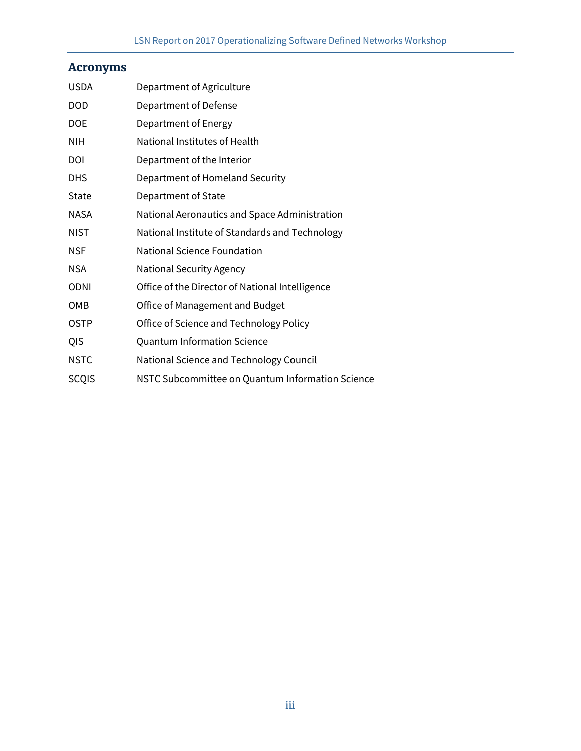## Acronyms

| | |
|---|---|
| USDA | Department of Agriculture |
| DOD | Department of Defense |
| DOE | Department of Energy |
| NIH | National Institutes of Health |
| DOI | Department of the Interior |
| DHS | Department of Homeland Security |
| State | Department of State |
| NASA | National Aeronautics and Space Administration |
| NIST | National Institute of Standards and Technology |
| NSF | National Science Foundation |
| NSA | National Security Agency |
| ODNI | Office of the Director of National Intelligence |
| OMB | Office of Management and Budget |
| OSTP | Office of Science and Technology Policy |
| QIS | Quantum Information Science |
| NSTC | National Science and Technology Council |
| SCQIS | NSTC Subcommittee on Quantum Information Science |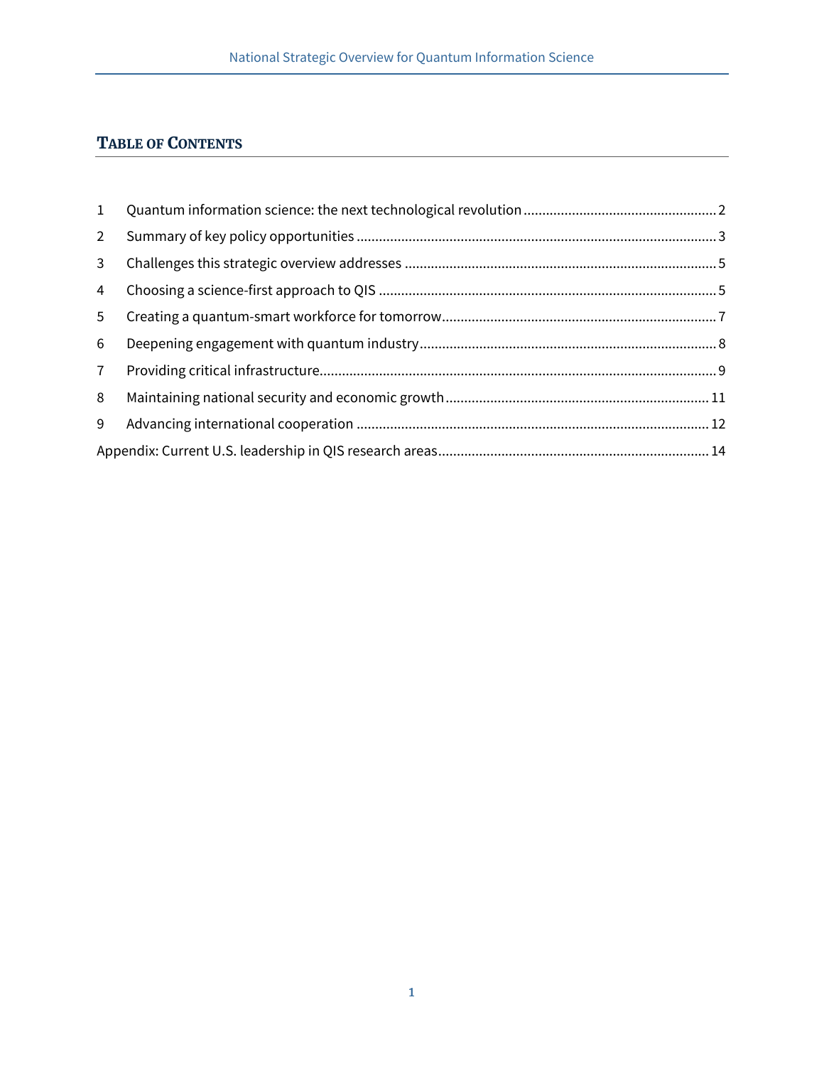## TABLE OF CONTENTS

1 Quantum information science: the next technological revolution ........ 2
2 Summary of key policy opportunities ........ 3
3 Challenges this strategic overview addresses ........ 5
4 Choosing a science-first approach to QIS ........ 5
5 Creating a quantum-smart workforce for tomorrow ........ 7
6 Deepening engagement with quantum industry ........ 8
7 Providing critical infrastructure ........ 9
8 Maintaining national security and economic growth ........ 11
9 Advancing international cooperation ........ 12
Appendix: Current U.S. leadership in QIS research areas ........ 14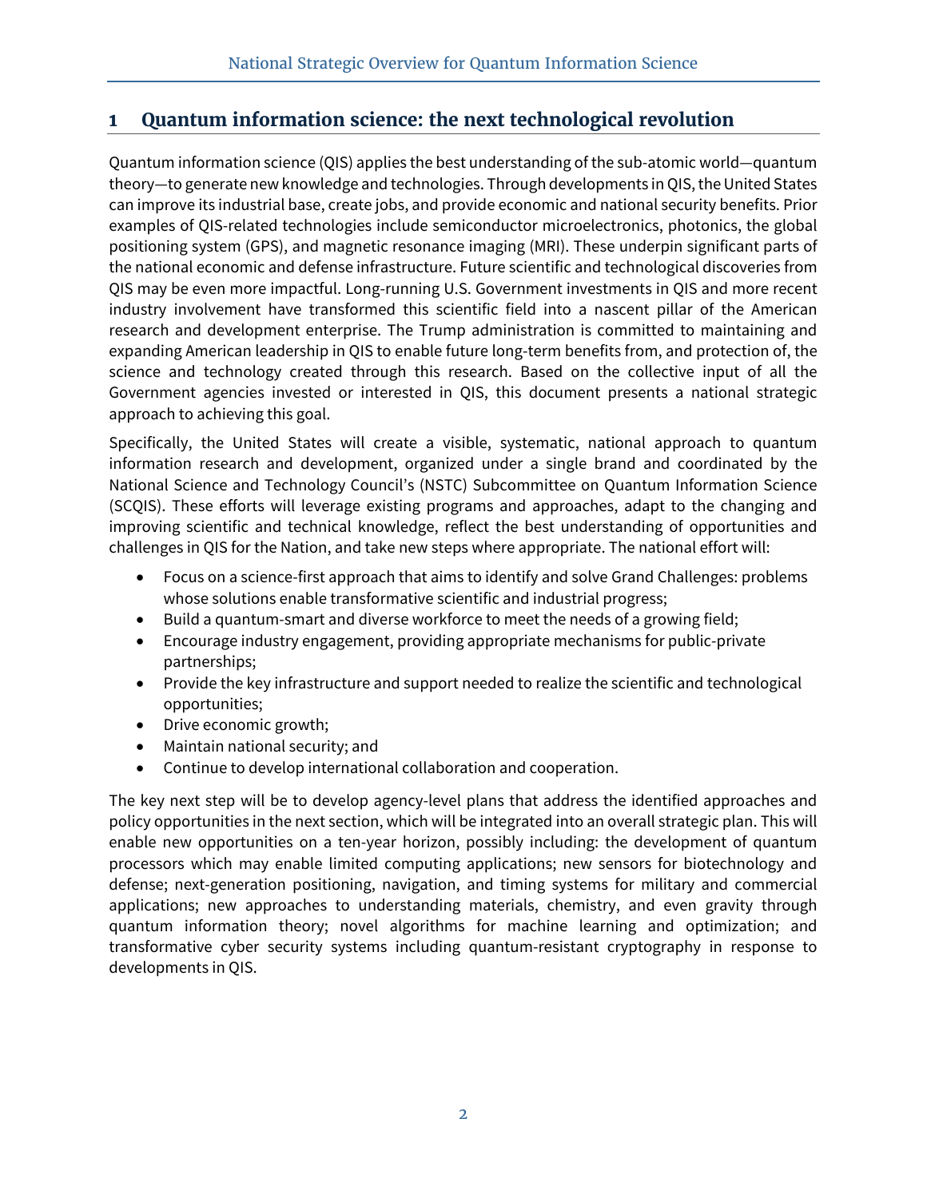# 1 Quantum information science: the next technological revolution

Quantum information science (QIS) applies the best understanding of the sub-atomic world—quantum theory—to generate new knowledge and technologies. Through developments in QIS, the United States can improve its industrial base, create jobs, and provide economic and national security benefits. Prior examples of QIS-related technologies include semiconductor microelectronics, photonics, the global positioning system (GPS), and magnetic resonance imaging (MRI). These underpin significant parts of the national economic and defense infrastructure. Future scientific and technological discoveries from QIS may be even more impactful. Long-running U.S. Government investments in QIS and more recent industry involvement have transformed this scientific field into a nascent pillar of the American research and development enterprise. The Trump administration is committed to maintaining and expanding American leadership in QIS to enable future long-term benefits from, and protection of, the science and technology created through this research. Based on the collective input of all the Government agencies invested or interested in QIS, this document presents a national strategic approach to achieving this goal.

Specifically, the United States will create a visible, systematic, national approach to quantum information research and development, organized under a single brand and coordinated by the National Science and Technology Council's (NSTC) Subcommittee on Quantum Information Science (SCQIS). These efforts will leverage existing programs and approaches, adapt to the changing and improving scientific and technical knowledge, reflect the best understanding of opportunities and challenges in QIS for the Nation, and take new steps where appropriate. The national effort will:

- Focus on a science-first approach that aims to identify and solve Grand Challenges: problems whose solutions enable transformative scientific and industrial progress;
- Build a quantum-smart and diverse workforce to meet the needs of a growing field;
- Encourage industry engagement, providing appropriate mechanisms for public-private partnerships;
- Provide the key infrastructure and support needed to realize the scientific and technological opportunities;
- Drive economic growth;
- Maintain national security; and
- Continue to develop international collaboration and cooperation.

The key next step will be to develop agency-level plans that address the identified approaches and policy opportunities in the next section, which will be integrated into an overall strategic plan. This will enable new opportunities on a ten-year horizon, possibly including: the development of quantum processors which may enable limited computing applications; new sensors for biotechnology and defense; next-generation positioning, navigation, and timing systems for military and commercial applications; new approaches to understanding materials, chemistry, and even gravity through quantum information theory; novel algorithms for machine learning and optimization; and transformative cyber security systems including quantum-resistant cryptography in response to developments in QIS.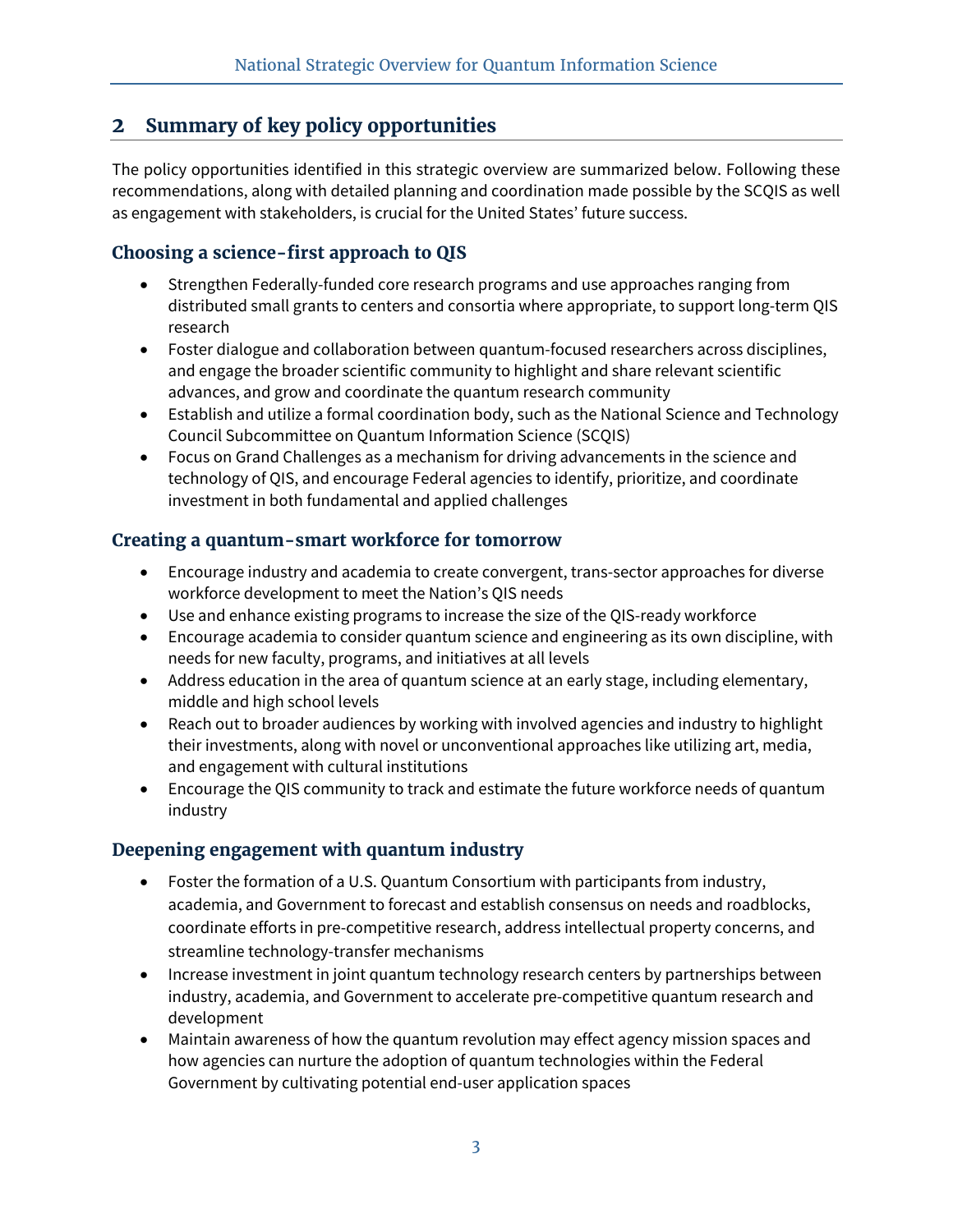## 2 Summary of key policy opportunities

The policy opportunities identified in this strategic overview are summarized below. Following these recommendations, along with detailed planning and coordination made possible by the SCQIS as well as engagement with stakeholders, is crucial for the United States' future success.

### Choosing a science-first approach to QIS

- Strengthen Federally-funded core research programs and use approaches ranging from distributed small grants to centers and consortia where appropriate, to support long-term QIS research
- Foster dialogue and collaboration between quantum-focused researchers across disciplines, and engage the broader scientific community to highlight and share relevant scientific advances, and grow and coordinate the quantum research community
- Establish and utilize a formal coordination body, such as the National Science and Technology Council Subcommittee on Quantum Information Science (SCQIS)
- Focus on Grand Challenges as a mechanism for driving advancements in the science and technology of QIS, and encourage Federal agencies to identify, prioritize, and coordinate investment in both fundamental and applied challenges

### Creating a quantum-smart workforce for tomorrow

- Encourage industry and academia to create convergent, trans-sector approaches for diverse workforce development to meet the Nation's QIS needs
- Use and enhance existing programs to increase the size of the QIS-ready workforce
- Encourage academia to consider quantum science and engineering as its own discipline, with needs for new faculty, programs, and initiatives at all levels
- Address education in the area of quantum science at an early stage, including elementary, middle and high school levels
- Reach out to broader audiences by working with involved agencies and industry to highlight their investments, along with novel or unconventional approaches like utilizing art, media, and engagement with cultural institutions
- Encourage the QIS community to track and estimate the future workforce needs of quantum industry

### Deepening engagement with quantum industry

- Foster the formation of a U.S. Quantum Consortium with participants from industry, academia, and Government to forecast and establish consensus on needs and roadblocks, coordinate efforts in pre-competitive research, address intellectual property concerns, and streamline technology-transfer mechanisms
- Increase investment in joint quantum technology research centers by partnerships between industry, academia, and Government to accelerate pre-competitive quantum research and development
- Maintain awareness of how the quantum revolution may effect agency mission spaces and how agencies can nurture the adoption of quantum technologies within the Federal Government by cultivating potential end-user application spaces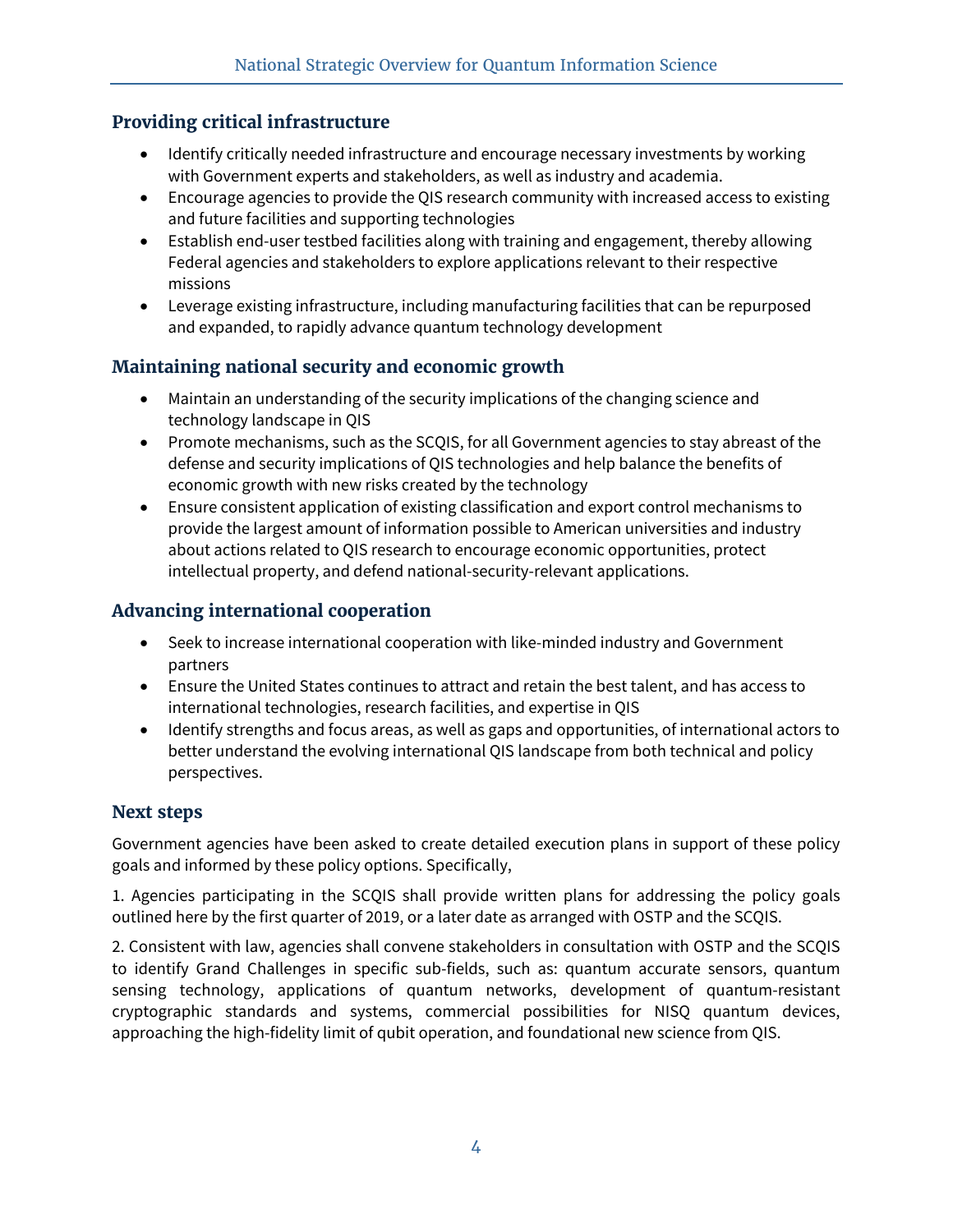### Providing critical infrastructure

- Identify critically needed infrastructure and encourage necessary investments by working with Government experts and stakeholders, as well as industry and academia.
- Encourage agencies to provide the QIS research community with increased access to existing and future facilities and supporting technologies
- Establish end-user testbed facilities along with training and engagement, thereby allowing Federal agencies and stakeholders to explore applications relevant to their respective missions
- Leverage existing infrastructure, including manufacturing facilities that can be repurposed and expanded, to rapidly advance quantum technology development

### Maintaining national security and economic growth

- Maintain an understanding of the security implications of the changing science and technology landscape in QIS
- Promote mechanisms, such as the SCQIS, for all Government agencies to stay abreast of the defense and security implications of QIS technologies and help balance the benefits of economic growth with new risks created by the technology
- Ensure consistent application of existing classification and export control mechanisms to provide the largest amount of information possible to American universities and industry about actions related to QIS research to encourage economic opportunities, protect intellectual property, and defend national-security-relevant applications.

### Advancing international cooperation

- Seek to increase international cooperation with like-minded industry and Government partners
- Ensure the United States continues to attract and retain the best talent, and has access to international technologies, research facilities, and expertise in QIS
- Identify strengths and focus areas, as well as gaps and opportunities, of international actors to better understand the evolving international QIS landscape from both technical and policy perspectives.

### Next steps

Government agencies have been asked to create detailed execution plans in support of these policy goals and informed by these policy options. Specifically,

1. Agencies participating in the SCQIS shall provide written plans for addressing the policy goals outlined here by the first quarter of 2019, or a later date as arranged with OSTP and the SCQIS.

2. Consistent with law, agencies shall convene stakeholders in consultation with OSTP and the SCQIS to identify Grand Challenges in specific sub-fields, such as: quantum accurate sensors, quantum sensing technology, applications of quantum networks, development of quantum-resistant cryptographic standards and systems, commercial possibilities for NISQ quantum devices, approaching the high-fidelity limit of qubit operation, and foundational new science from QIS.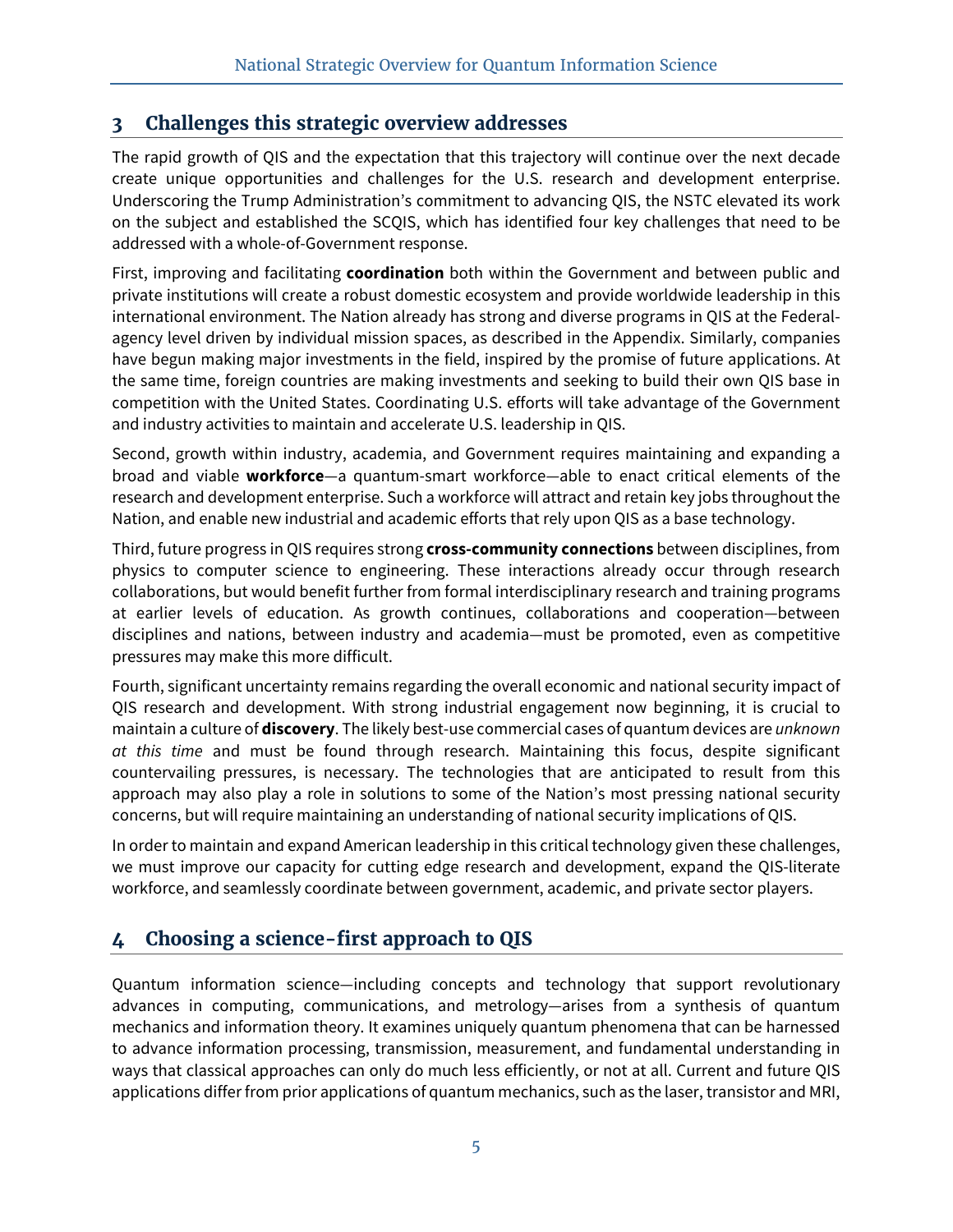## 3 Challenges this strategic overview addresses

The rapid growth of QIS and the expectation that this trajectory will continue over the next decade create unique opportunities and challenges for the U.S. research and development enterprise. Underscoring the Trump Administration's commitment to advancing QIS, the NSTC elevated its work on the subject and established the SCQIS, which has identified four key challenges that need to be addressed with a whole-of-Government response.

First, improving and facilitating **coordination** both within the Government and between public and private institutions will create a robust domestic ecosystem and provide worldwide leadership in this international environment. The Nation already has strong and diverse programs in QIS at the Federal-agency level driven by individual mission spaces, as described in the Appendix. Similarly, companies have begun making major investments in the field, inspired by the promise of future applications. At the same time, foreign countries are making investments and seeking to build their own QIS base in competition with the United States. Coordinating U.S. efforts will take advantage of the Government and industry activities to maintain and accelerate U.S. leadership in QIS.

Second, growth within industry, academia, and Government requires maintaining and expanding a broad and viable **workforce**—a quantum-smart workforce—able to enact critical elements of the research and development enterprise. Such a workforce will attract and retain key jobs throughout the Nation, and enable new industrial and academic efforts that rely upon QIS as a base technology.

Third, future progress in QIS requires strong **cross-community connections** between disciplines, from physics to computer science to engineering. These interactions already occur through research collaborations, but would benefit further from formal interdisciplinary research and training programs at earlier levels of education. As growth continues, collaborations and cooperation—between disciplines and nations, between industry and academia—must be promoted, even as competitive pressures may make this more difficult.

Fourth, significant uncertainty remains regarding the overall economic and national security impact of QIS research and development. With strong industrial engagement now beginning, it is crucial to maintain a culture of **discovery**. The likely best-use commercial cases of quantum devices are *unknown at this time* and must be found through research. Maintaining this focus, despite significant countervailing pressures, is necessary. The technologies that are anticipated to result from this approach may also play a role in solutions to some of the Nation's most pressing national security concerns, but will require maintaining an understanding of national security implications of QIS.

In order to maintain and expand American leadership in this critical technology given these challenges, we must improve our capacity for cutting edge research and development, expand the QIS-literate workforce, and seamlessly coordinate between government, academic, and private sector players.

## 4 Choosing a science-first approach to QIS

Quantum information science—including concepts and technology that support revolutionary advances in computing, communications, and metrology—arises from a synthesis of quantum mechanics and information theory. It examines uniquely quantum phenomena that can be harnessed to advance information processing, transmission, measurement, and fundamental understanding in ways that classical approaches can only do much less efficiently, or not at all. Current and future QIS applications differ from prior applications of quantum mechanics, such as the laser, transistor and MRI,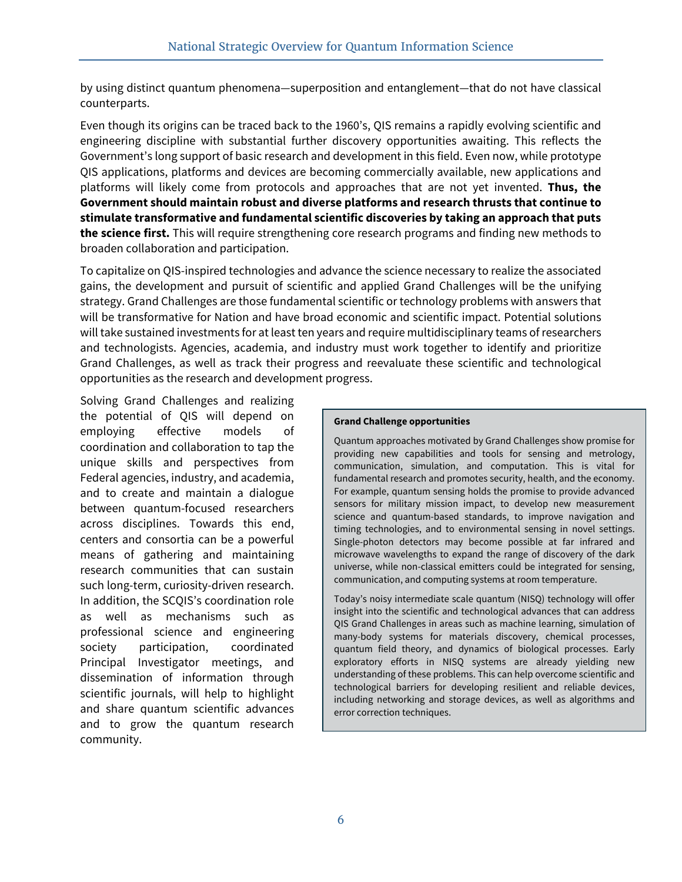by using distinct quantum phenomena—superposition and entanglement—that do not have classical counterparts.

Even though its origins can be traced back to the 1960's, QIS remains a rapidly evolving scientific and engineering discipline with substantial further discovery opportunities awaiting. This reflects the Government's long support of basic research and development in this field. Even now, while prototype QIS applications, platforms and devices are becoming commercially available, new applications and platforms will likely come from protocols and approaches that are not yet invented. **Thus, the Government should maintain robust and diverse platforms and research thrusts that continue to stimulate transformative and fundamental scientific discoveries by taking an approach that puts the science first.** This will require strengthening core research programs and finding new methods to broaden collaboration and participation.

To capitalize on QIS-inspired technologies and advance the science necessary to realize the associated gains, the development and pursuit of scientific and applied Grand Challenges will be the unifying strategy. Grand Challenges are those fundamental scientific or technology problems with answers that will be transformative for Nation and have broad economic and scientific impact. Potential solutions will take sustained investments for at least ten years and require multidisciplinary teams of researchers and technologists. Agencies, academia, and industry must work together to identify and prioritize Grand Challenges, as well as track their progress and reevaluate these scientific and technological opportunities as the research and development progress.

Solving Grand Challenges and realizing the potential of QIS will depend on employing effective models of coordination and collaboration to tap the unique skills and perspectives from Federal agencies, industry, and academia, and to create and maintain a dialogue between quantum-focused researchers across disciplines. Towards this end, centers and consortia can be a powerful means of gathering and maintaining research communities that can sustain such long-term, curiosity-driven research. In addition, the SCQIS's coordination role as well as mechanisms such as professional science and engineering society participation, coordinated Principal Investigator meetings, and dissemination of information through scientific journals, will help to highlight and share quantum scientific advances and to grow the quantum research community.

**Grand Challenge opportunities**

Quantum approaches motivated by Grand Challenges show promise for providing new capabilities and tools for sensing and metrology, communication, simulation, and computation. This is vital for fundamental research and promotes security, health, and the economy. For example, quantum sensing holds the promise to provide advanced sensors for military mission impact, to develop new measurement science and quantum-based standards, to improve navigation and timing technologies, and to environmental sensing in novel settings. Single-photon detectors may become possible at far infrared and microwave wavelengths to expand the range of discovery of the dark universe, while non-classical emitters could be integrated for sensing, communication, and computing systems at room temperature.

Today's noisy intermediate scale quantum (NISQ) technology will offer insight into the scientific and technological advances that can address QIS Grand Challenges in areas such as machine learning, simulation of many-body systems for materials discovery, chemical processes, quantum field theory, and dynamics of biological processes. Early exploratory efforts in NISQ systems are already yielding new understanding of these problems. This can help overcome scientific and technological barriers for developing resilient and reliable devices, including networking and storage devices, as well as algorithms and error correction techniques.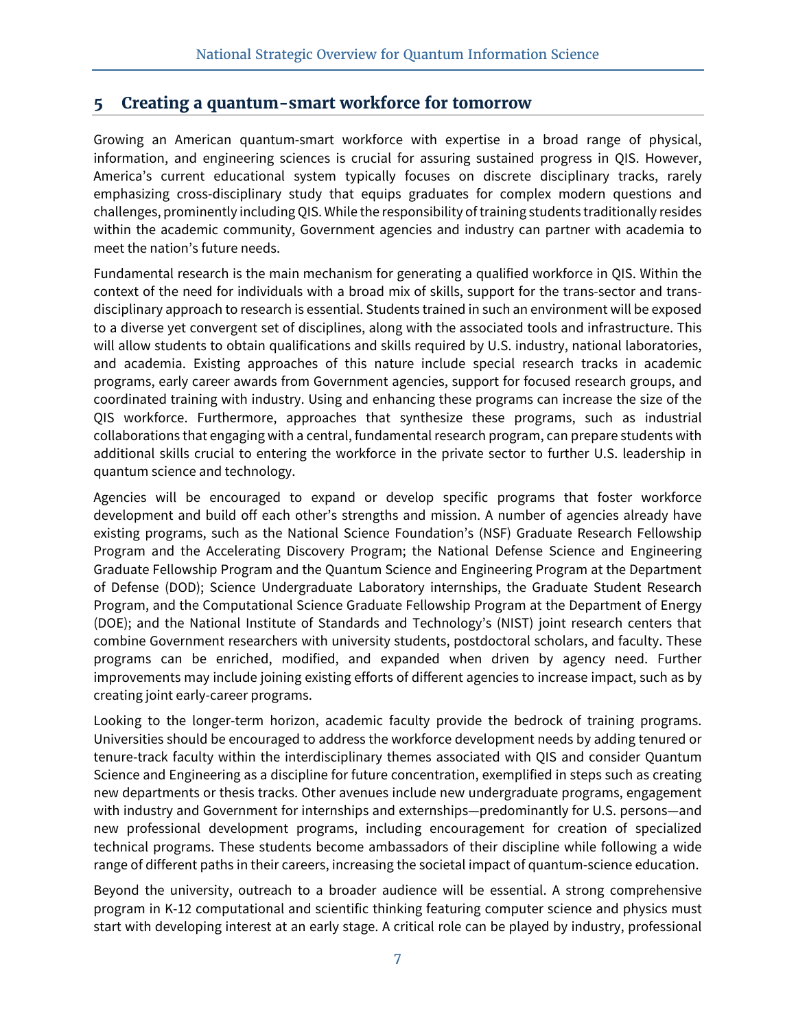## 5 Creating a quantum-smart workforce for tomorrow

Growing an American quantum-smart workforce with expertise in a broad range of physical, information, and engineering sciences is crucial for assuring sustained progress in QIS. However, America's current educational system typically focuses on discrete disciplinary tracks, rarely emphasizing cross-disciplinary study that equips graduates for complex modern questions and challenges, prominently including QIS. While the responsibility of training students traditionally resides within the academic community, Government agencies and industry can partner with academia to meet the nation's future needs.

Fundamental research is the main mechanism for generating a qualified workforce in QIS. Within the context of the need for individuals with a broad mix of skills, support for the trans-sector and trans-disciplinary approach to research is essential. Students trained in such an environment will be exposed to a diverse yet convergent set of disciplines, along with the associated tools and infrastructure. This will allow students to obtain qualifications and skills required by U.S. industry, national laboratories, and academia. Existing approaches of this nature include special research tracks in academic programs, early career awards from Government agencies, support for focused research groups, and coordinated training with industry. Using and enhancing these programs can increase the size of the QIS workforce. Furthermore, approaches that synthesize these programs, such as industrial collaborations that engaging with a central, fundamental research program, can prepare students with additional skills crucial to entering the workforce in the private sector to further U.S. leadership in quantum science and technology.

Agencies will be encouraged to expand or develop specific programs that foster workforce development and build off each other's strengths and mission. A number of agencies already have existing programs, such as the National Science Foundation's (NSF) Graduate Research Fellowship Program and the Accelerating Discovery Program; the National Defense Science and Engineering Graduate Fellowship Program and the Quantum Science and Engineering Program at the Department of Defense (DOD); Science Undergraduate Laboratory internships, the Graduate Student Research Program, and the Computational Science Graduate Fellowship Program at the Department of Energy (DOE); and the National Institute of Standards and Technology's (NIST) joint research centers that combine Government researchers with university students, postdoctoral scholars, and faculty. These programs can be enriched, modified, and expanded when driven by agency need. Further improvements may include joining existing efforts of different agencies to increase impact, such as by creating joint early-career programs.

Looking to the longer-term horizon, academic faculty provide the bedrock of training programs. Universities should be encouraged to address the workforce development needs by adding tenured or tenure-track faculty within the interdisciplinary themes associated with QIS and consider Quantum Science and Engineering as a discipline for future concentration, exemplified in steps such as creating new departments or thesis tracks. Other avenues include new undergraduate programs, engagement with industry and Government for internships and externships—predominantly for U.S. persons—and new professional development programs, including encouragement for creation of specialized technical programs. These students become ambassadors of their discipline while following a wide range of different paths in their careers, increasing the societal impact of quantum-science education.

Beyond the university, outreach to a broader audience will be essential. A strong comprehensive program in K-12 computational and scientific thinking featuring computer science and physics must start with developing interest at an early stage. A critical role can be played by industry, professional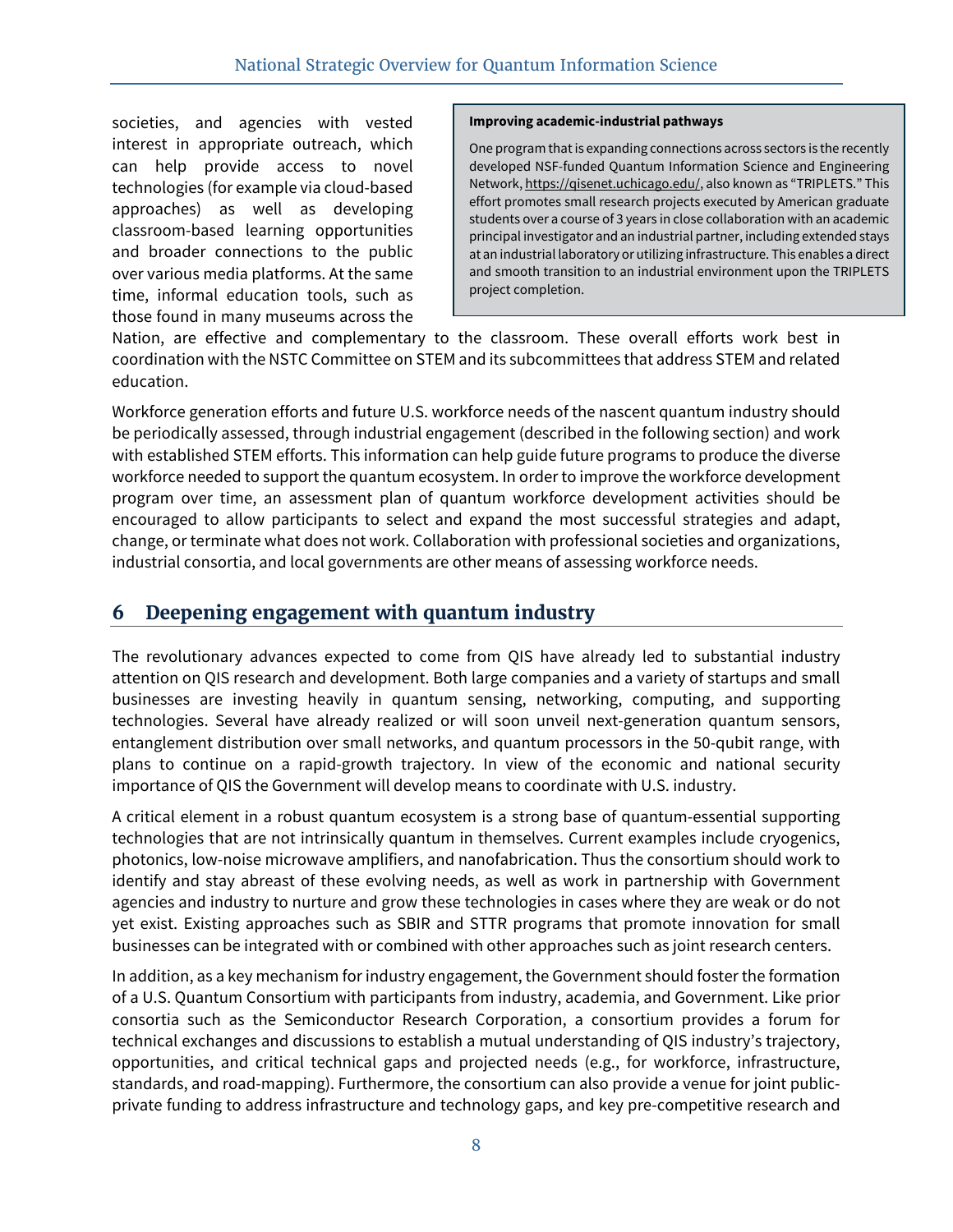societies, and agencies with vested interest in appropriate outreach, which can help provide access to novel technologies (for example via cloud-based approaches) as well as developing classroom-based learning opportunities and broader connections to the public over various media platforms. At the same time, informal education tools, such as those found in many museums across the Nation, are effective and complementary to the classroom. These overall efforts work best in coordination with the NSTC Committee on STEM and its subcommittees that address STEM and related education.

> **Improving academic-industrial pathways**
>
> One program that is expanding connections across sectors is the recently developed NSF-funded Quantum Information Science and Engineering Network, https://qisenet.uchicago.edu/, also known as "TRIPLETS." This effort promotes small research projects executed by American graduate students over a course of 3 years in close collaboration with an academic principal investigator and an industrial partner, including extended stays at an industrial laboratory or utilizing infrastructure. This enables a direct and smooth transition to an industrial environment upon the TRIPLETS project completion.

Workforce generation efforts and future U.S. workforce needs of the nascent quantum industry should be periodically assessed, through industrial engagement (described in the following section) and work with established STEM efforts. This information can help guide future programs to produce the diverse workforce needed to support the quantum ecosystem. In order to improve the workforce development program over time, an assessment plan of quantum workforce development activities should be encouraged to allow participants to select and expand the most successful strategies and adapt, change, or terminate what does not work. Collaboration with professional societies and organizations, industrial consortia, and local governments are other means of assessing workforce needs.

## 6 Deepening engagement with quantum industry

The revolutionary advances expected to come from QIS have already led to substantial industry attention on QIS research and development. Both large companies and a variety of startups and small businesses are investing heavily in quantum sensing, networking, computing, and supporting technologies. Several have already realized or will soon unveil next-generation quantum sensors, entanglement distribution over small networks, and quantum processors in the 50-qubit range, with plans to continue on a rapid-growth trajectory. In view of the economic and national security importance of QIS the Government will develop means to coordinate with U.S. industry.

A critical element in a robust quantum ecosystem is a strong base of quantum-essential supporting technologies that are not intrinsically quantum in themselves. Current examples include cryogenics, photonics, low-noise microwave amplifiers, and nanofabrication. Thus the consortium should work to identify and stay abreast of these evolving needs, as well as work in partnership with Government agencies and industry to nurture and grow these technologies in cases where they are weak or do not yet exist. Existing approaches such as SBIR and STTR programs that promote innovation for small businesses can be integrated with or combined with other approaches such as joint research centers.

In addition, as a key mechanism for industry engagement, the Government should foster the formation of a U.S. Quantum Consortium with participants from industry, academia, and Government. Like prior consortia such as the Semiconductor Research Corporation, a consortium provides a forum for technical exchanges and discussions to establish a mutual understanding of QIS industry's trajectory, opportunities, and critical technical gaps and projected needs (e.g., for workforce, infrastructure, standards, and road-mapping). Furthermore, the consortium can also provide a venue for joint public-private funding to address infrastructure and technology gaps, and key pre-competitive research and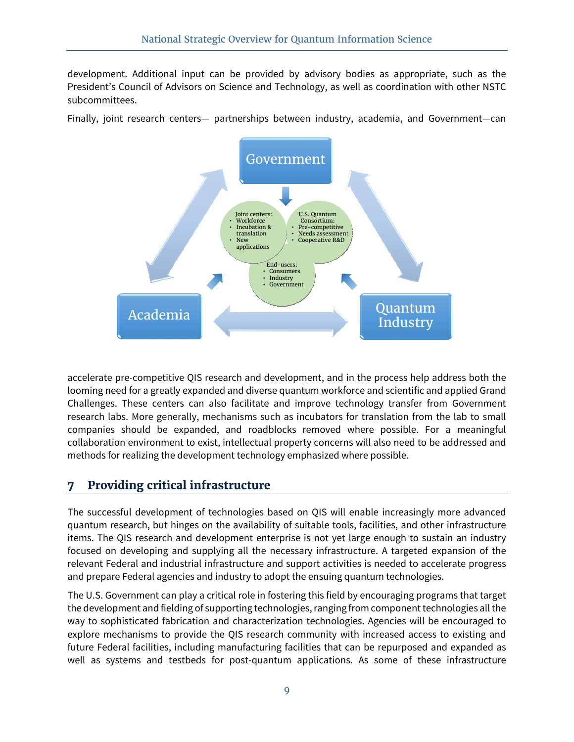development. Additional input can be provided by advisory bodies as appropriate, such as the President's Council of Advisors on Science and Technology, as well as coordination with other NSTC subcommittees.

Finally, joint research centers— partnerships between industry, academia, and Government—can accelerate pre-competitive QIS research and development, and in the process help address both the looming need for a greatly expanded and diverse quantum workforce and scientific and applied Grand Challenges. These centers can also facilitate and improve technology transfer from Government research labs. More generally, mechanisms such as incubators for translation from the lab to small companies should be expanded, and roadblocks removed where possible. For a meaningful collaboration environment to exist, intellectual property concerns will also need to be addressed and methods for realizing the development technology emphasized where possible.

## 7 Providing critical infrastructure

The successful development of technologies based on QIS will enable increasingly more advanced quantum research, but hinges on the availability of suitable tools, facilities, and other infrastructure items. The QIS research and development enterprise is not yet large enough to sustain an industry focused on developing and supplying all the necessary infrastructure. A targeted expansion of the relevant Federal and industrial infrastructure and support activities is needed to accelerate progress and prepare Federal agencies and industry to adopt the ensuing quantum technologies.

The U.S. Government can play a critical role in fostering this field by encouraging programs that target the development and fielding of supporting technologies, ranging from component technologies all the way to sophisticated fabrication and characterization technologies. Agencies will be encouraged to explore mechanisms to provide the QIS research community with increased access to existing and future Federal facilities, including manufacturing facilities that can be repurposed and expanded as well as systems and testbeds for post-quantum applications. As some of these infrastructure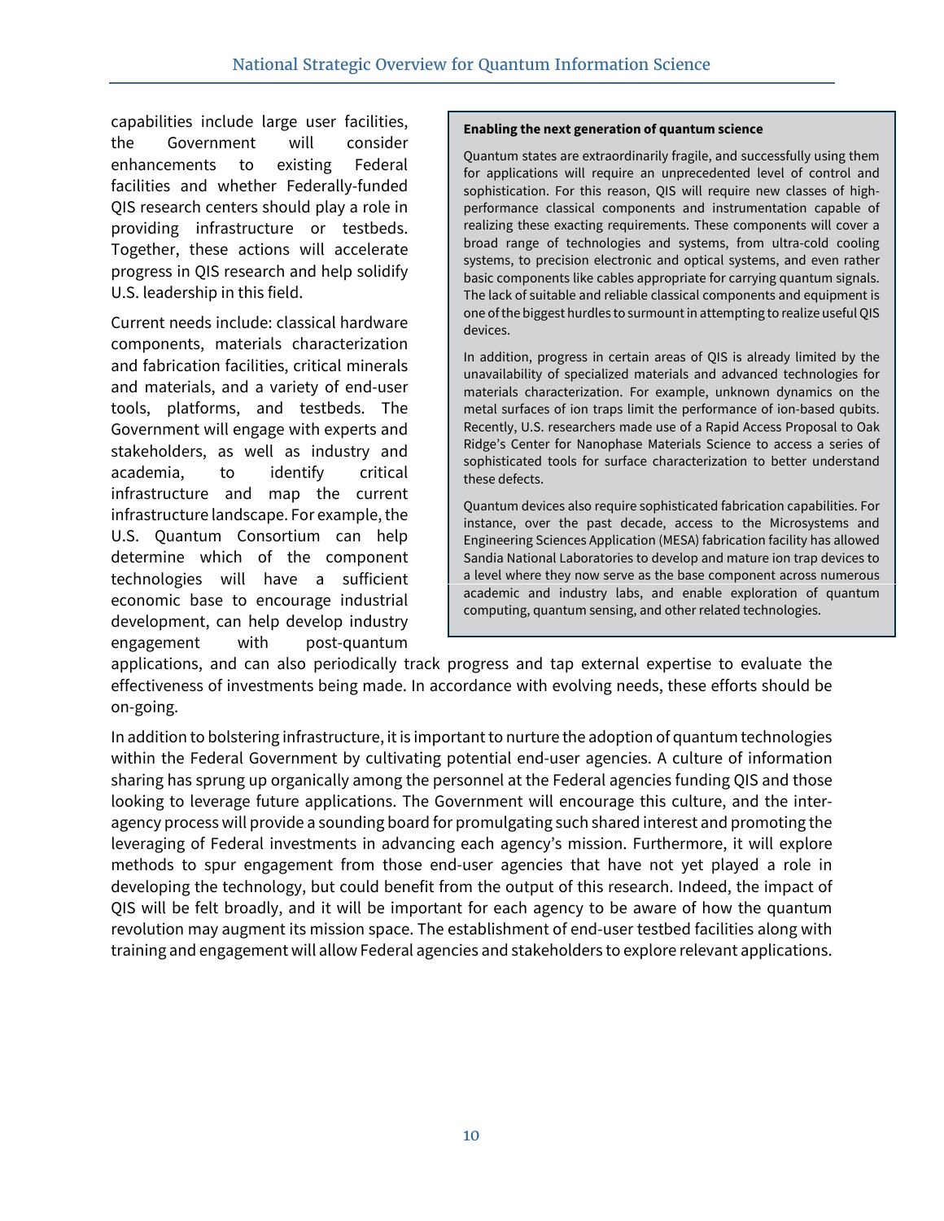capabilities include large user facilities, the Government will consider enhancements to existing Federal facilities and whether Federally-funded QIS research centers should play a role in providing infrastructure or testbeds. Together, these actions will accelerate progress in QIS research and help solidify U.S. leadership in this field.

Current needs include: classical hardware components, materials characterization and fabrication facilities, critical minerals and materials, and a variety of end-user tools, platforms, and testbeds. The Government will engage with experts and stakeholders, as well as industry and academia, to identify critical infrastructure and map the current infrastructure landscape. For example, the U.S. Quantum Consortium can help determine which of the component technologies will have a sufficient economic base to encourage industrial development, can help develop industry engagement with post-quantum applications, and can also periodically track progress and tap external expertise to evaluate the effectiveness of investments being made. In accordance with evolving needs, these efforts should be on-going.

> **Enabling the next generation of quantum science**
>
> Quantum states are extraordinarily fragile, and successfully using them for applications will require an unprecedented level of control and sophistication. For this reason, QIS will require new classes of high-performance classical components and instrumentation capable of realizing these exacting requirements. These components will cover a broad range of technologies and systems, from ultra-cold cooling systems, to precision electronic and optical systems, and even rather basic components like cables appropriate for carrying quantum signals. The lack of suitable and reliable classical components and equipment is one of the biggest hurdles to surmount in attempting to realize useful QIS devices.
>
> In addition, progress in certain areas of QIS is already limited by the unavailability of specialized materials and advanced technologies for materials characterization. For example, unknown dynamics on the metal surfaces of ion traps limit the performance of ion-based qubits. Recently, U.S. researchers made use of a Rapid Access Proposal to Oak Ridge's Center for Nanophase Materials Science to access a series of sophisticated tools for surface characterization to better understand these defects.
>
> Quantum devices also require sophisticated fabrication capabilities. For instance, over the past decade, access to the Microsystems and Engineering Sciences Application (MESA) fabrication facility has allowed Sandia National Laboratories to develop and mature ion trap devices to a level where they now serve as the base component across numerous academic and industry labs, and enable exploration of quantum computing, quantum sensing, and other related technologies.

In addition to bolstering infrastructure, it is important to nurture the adoption of quantum technologies within the Federal Government by cultivating potential end-user agencies. A culture of information sharing has sprung up organically among the personnel at the Federal agencies funding QIS and those looking to leverage future applications. The Government will encourage this culture, and the inter-agency process will provide a sounding board for promulgating such shared interest and promoting the leveraging of Federal investments in advancing each agency's mission. Furthermore, it will explore methods to spur engagement from those end-user agencies that have not yet played a role in developing the technology, but could benefit from the output of this research. Indeed, the impact of QIS will be felt broadly, and it will be important for each agency to be aware of how the quantum revolution may augment its mission space. The establishment of end-user testbed facilities along with training and engagement will allow Federal agencies and stakeholders to explore relevant applications.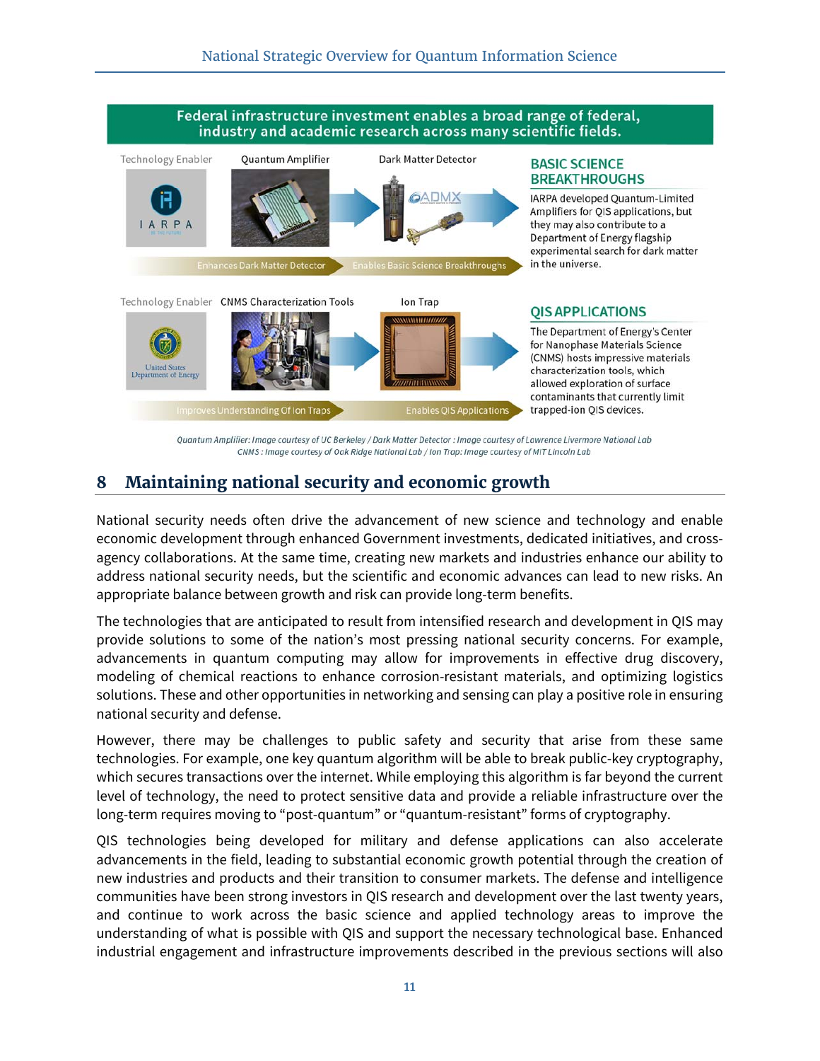**Federal infrastructure investment enables a broad range of federal, industry and academic research across many scientific fields.**

Technology Enabler — Quantum Amplifier — Dark Matter Detector

Enhances Dark Matter Detector → Enables Basic Science Breakthroughs

### BASIC SCIENCE BREAKTHROUGHS

IARPA developed Quantum-Limited Amplifiers for QIS applications, but they may also contribute to a Department of Energy flagship experimental search for dark matter in the universe.

Technology Enabler — CNMS Characterization Tools — Ion Trap

Improves Understanding Of Ion Traps → Enables QIS Applications

### QIS APPLICATIONS

The Department of Energy's Center for Nanophase Materials Science (CNMS) hosts impressive materials characterization tools, which allowed exploration of surface contaminants that currently limit trapped-ion QIS devices.

*Quantum Amplifier: Image courtesy of UC Berkeley / Dark Matter Detector : Image courtesy of Lawrence Livermore National Lab*
*CNMS : Image courtesy of Oak Ridge National Lab / Ion Trap: Image courtesy of MIT Lincoln Lab*

## 8 Maintaining national security and economic growth

National security needs often drive the advancement of new science and technology and enable economic development through enhanced Government investments, dedicated initiatives, and cross-agency collaborations. At the same time, creating new markets and industries enhance our ability to address national security needs, but the scientific and economic advances can lead to new risks. An appropriate balance between growth and risk can provide long-term benefits.

The technologies that are anticipated to result from intensified research and development in QIS may provide solutions to some of the nation's most pressing national security concerns. For example, advancements in quantum computing may allow for improvements in effective drug discovery, modeling of chemical reactions to enhance corrosion-resistant materials, and optimizing logistics solutions. These and other opportunities in networking and sensing can play a positive role in ensuring national security and defense.

However, there may be challenges to public safety and security that arise from these same technologies. For example, one key quantum algorithm will be able to break public-key cryptography, which secures transactions over the internet. While employing this algorithm is far beyond the current level of technology, the need to protect sensitive data and provide a reliable infrastructure over the long-term requires moving to "post-quantum" or "quantum-resistant" forms of cryptography.

QIS technologies being developed for military and defense applications can also accelerate advancements in the field, leading to substantial economic growth potential through the creation of new industries and products and their transition to consumer markets. The defense and intelligence communities have been strong investors in QIS research and development over the last twenty years, and continue to work across the basic science and applied technology areas to improve the understanding of what is possible with QIS and support the necessary technological base. Enhanced industrial engagement and infrastructure improvements described in the previous sections will also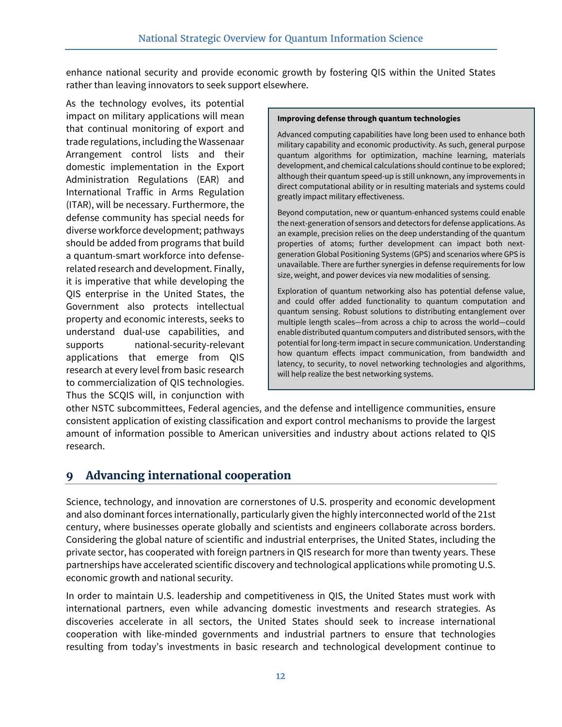enhance national security and provide economic growth by fostering QIS within the United States rather than leaving innovators to seek support elsewhere.

As the technology evolves, its potential impact on military applications will mean that continual monitoring of export and trade regulations, including the Wassenaar Arrangement control lists and their domestic implementation in the Export Administration Regulations (EAR) and International Traffic in Arms Regulation (ITAR), will be necessary. Furthermore, the defense community has special needs for diverse workforce development; pathways should be added from programs that build a quantum-smart workforce into defense-related research and development. Finally, it is imperative that while developing the QIS enterprise in the United States, the Government also protects intellectual property and economic interests, seeks to understand dual-use capabilities, and supports national-security-relevant applications that emerge from QIS research at every level from basic research to commercialization of QIS technologies. Thus the SCQIS will, in conjunction with other NSTC subcommittees, Federal agencies, and the defense and intelligence communities, ensure consistent application of existing classification and export control mechanisms to provide the largest amount of information possible to American universities and industry about actions related to QIS research.

> **Improving defense through quantum technologies**
>
> Advanced computing capabilities have long been used to enhance both military capability and economic productivity. As such, general purpose quantum algorithms for optimization, machine learning, materials development, and chemical calculations should continue to be explored; although their quantum speed-up is still unknown, any improvements in direct computational ability or in resulting materials and systems could greatly impact military effectiveness.
>
> Beyond computation, new or quantum-enhanced systems could enable the next-generation of sensors and detectors for defense applications. As an example, precision relies on the deep understanding of the quantum properties of atoms; further development can impact both next-generation Global Positioning Systems (GPS) and scenarios where GPS is unavailable. There are further synergies in defense requirements for low size, weight, and power devices via new modalities of sensing.
>
> Exploration of quantum networking also has potential defense value, and could offer added functionality to quantum computation and quantum sensing. Robust solutions to distributing entanglement over multiple length scales—from across a chip to across the world—could enable distributed quantum computers and distributed sensors, with the potential for long-term impact in secure communication. Understanding how quantum effects impact communication, from bandwidth and latency, to security, to novel networking technologies and algorithms, will help realize the best networking systems.

## 9 Advancing international cooperation

Science, technology, and innovation are cornerstones of U.S. prosperity and economic development and also dominant forces internationally, particularly given the highly interconnected world of the 21st century, where businesses operate globally and scientists and engineers collaborate across borders. Considering the global nature of scientific and industrial enterprises, the United States, including the private sector, has cooperated with foreign partners in QIS research for more than twenty years. These partnerships have accelerated scientific discovery and technological applications while promoting U.S. economic growth and national security.

In order to maintain U.S. leadership and competitiveness in QIS, the United States must work with international partners, even while advancing domestic investments and research strategies. As discoveries accelerate in all sectors, the United States should seek to increase international cooperation with like-minded governments and industrial partners to ensure that technologies resulting from today's investments in basic research and technological development continue to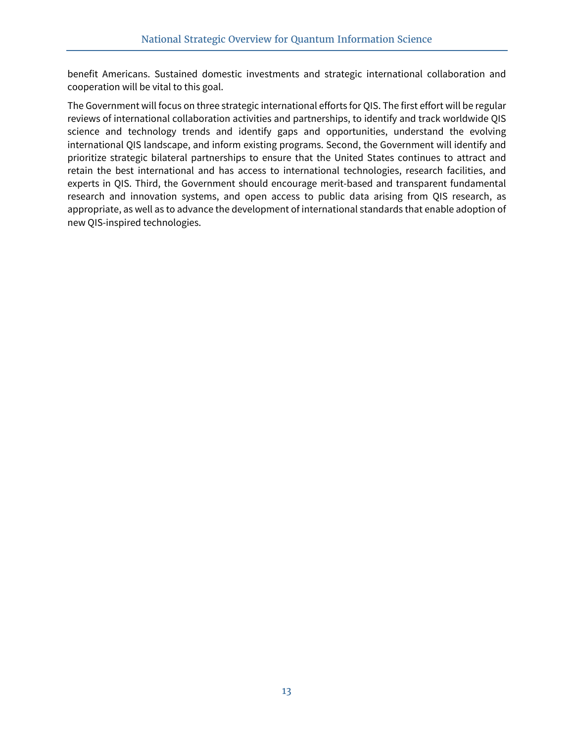benefit Americans. Sustained domestic investments and strategic international collaboration and cooperation will be vital to this goal.

The Government will focus on three strategic international efforts for QIS. The first effort will be regular reviews of international collaboration activities and partnerships, to identify and track worldwide QIS science and technology trends and identify gaps and opportunities, understand the evolving international QIS landscape, and inform existing programs. Second, the Government will identify and prioritize strategic bilateral partnerships to ensure that the United States continues to attract and retain the best international and has access to international technologies, research facilities, and experts in QIS. Third, the Government should encourage merit-based and transparent fundamental research and innovation systems, and open access to public data arising from QIS research, as appropriate, as well as to advance the development of international standards that enable adoption of new QIS-inspired technologies.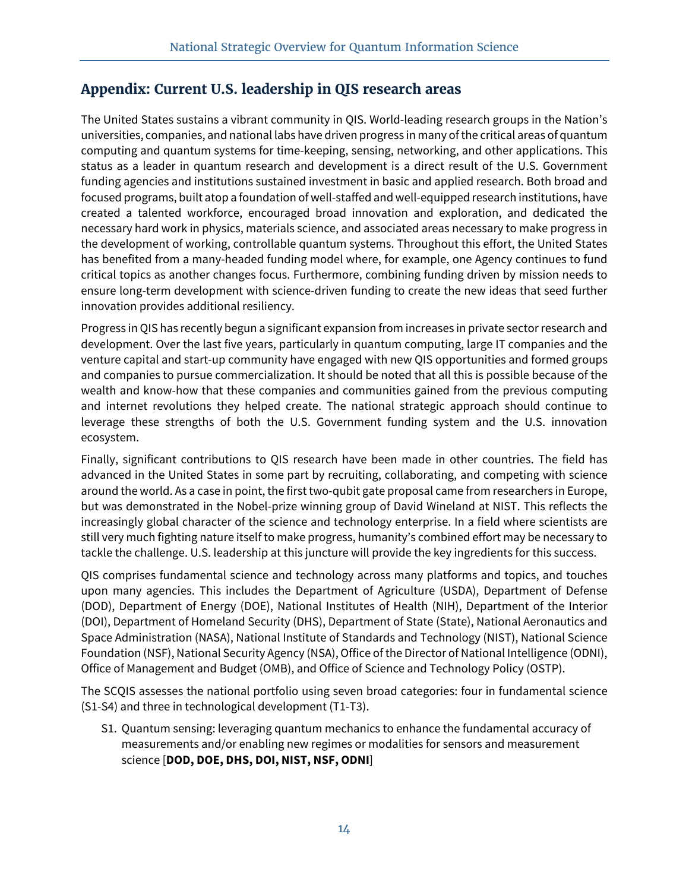## Appendix: Current U.S. leadership in QIS research areas

The United States sustains a vibrant community in QIS. World-leading research groups in the Nation's universities, companies, and national labs have driven progress in many of the critical areas of quantum computing and quantum systems for time-keeping, sensing, networking, and other applications. This status as a leader in quantum research and development is a direct result of the U.S. Government funding agencies and institutions sustained investment in basic and applied research. Both broad and focused programs, built atop a foundation of well-staffed and well-equipped research institutions, have created a talented workforce, encouraged broad innovation and exploration, and dedicated the necessary hard work in physics, materials science, and associated areas necessary to make progress in the development of working, controllable quantum systems. Throughout this effort, the United States has benefited from a many-headed funding model where, for example, one Agency continues to fund critical topics as another changes focus. Furthermore, combining funding driven by mission needs to ensure long-term development with science-driven funding to create the new ideas that seed further innovation provides additional resiliency.

Progress in QIS has recently begun a significant expansion from increases in private sector research and development. Over the last five years, particularly in quantum computing, large IT companies and the venture capital and start-up community have engaged with new QIS opportunities and formed groups and companies to pursue commercialization. It should be noted that all this is possible because of the wealth and know-how that these companies and communities gained from the previous computing and internet revolutions they helped create. The national strategic approach should continue to leverage these strengths of both the U.S. Government funding system and the U.S. innovation ecosystem.

Finally, significant contributions to QIS research have been made in other countries. The field has advanced in the United States in some part by recruiting, collaborating, and competing with science around the world. As a case in point, the first two-qubit gate proposal came from researchers in Europe, but was demonstrated in the Nobel-prize winning group of David Wineland at NIST. This reflects the increasingly global character of the science and technology enterprise. In a field where scientists are still very much fighting nature itself to make progress, humanity's combined effort may be necessary to tackle the challenge. U.S. leadership at this juncture will provide the key ingredients for this success.

QIS comprises fundamental science and technology across many platforms and topics, and touches upon many agencies. This includes the Department of Agriculture (USDA), Department of Defense (DOD), Department of Energy (DOE), National Institutes of Health (NIH), Department of the Interior (DOI), Department of Homeland Security (DHS), Department of State (State), National Aeronautics and Space Administration (NASA), National Institute of Standards and Technology (NIST), National Science Foundation (NSF), National Security Agency (NSA), Office of the Director of National Intelligence (ODNI), Office of Management and Budget (OMB), and Office of Science and Technology Policy (OSTP).

The SCQIS assesses the national portfolio using seven broad categories: four in fundamental science (S1-S4) and three in technological development (T1-T3).

- S1. Quantum sensing: leveraging quantum mechanics to enhance the fundamental accuracy of measurements and/or enabling new regimes or modalities for sensors and measurement science [**DOD, DOE, DHS, DOI, NIST, NSF, ODNI**]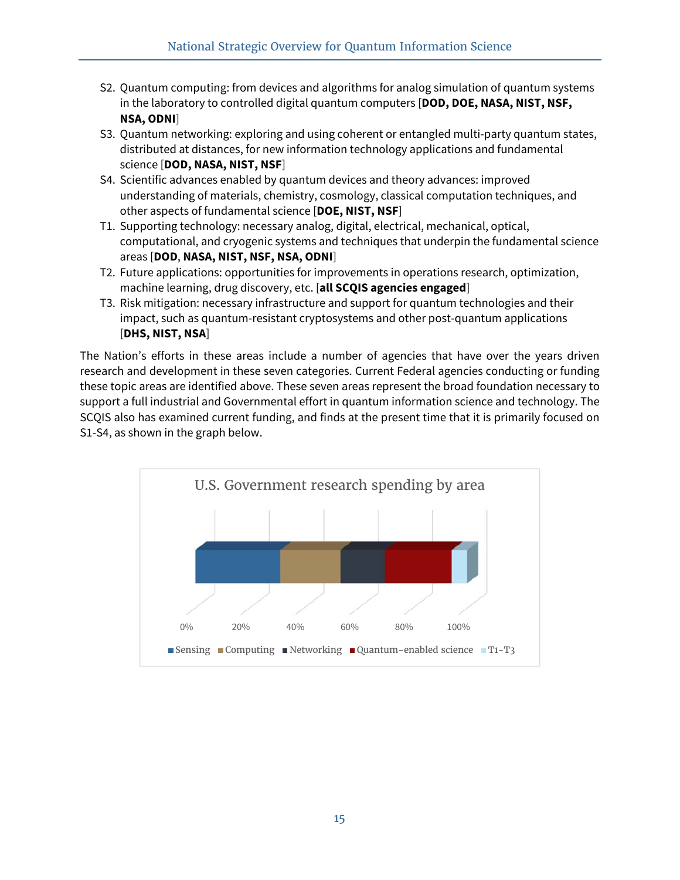S2. Quantum computing: from devices and algorithms for analog simulation of quantum systems in the laboratory to controlled digital quantum computers [**DOD, DOE, NASA, NIST, NSF, NSA, ODNI**]

S3. Quantum networking: exploring and using coherent or entangled multi-party quantum states, distributed at distances, for new information technology applications and fundamental science [**DOD, NASA, NIST, NSF**]

S4. Scientific advances enabled by quantum devices and theory advances: improved understanding of materials, chemistry, cosmology, classical computation techniques, and other aspects of fundamental science [**DOE, NIST, NSF**]

T1. Supporting technology: necessary analog, digital, electrical, mechanical, optical, computational, and cryogenic systems and techniques that underpin the fundamental science areas [**DOD**, **NASA, NIST, NSF, NSA, ODNI**]

T2. Future applications: opportunities for improvements in operations research, optimization, machine learning, drug discovery, etc. [**all SCQIS agencies engaged**]

T3. Risk mitigation: necessary infrastructure and support for quantum technologies and their impact, such as quantum-resistant cryptosystems and other post-quantum applications [**DHS, NIST, NSA**]

The Nation's efforts in these areas include a number of agencies that have over the years driven research and development in these seven categories. Current Federal agencies conducting or funding these topic areas are identified above. These seven areas represent the broad foundation necessary to support a full industrial and Governmental effort in quantum information science and technology. The SCQIS also has examined current funding, and finds at the present time that it is primarily focused on S1-S4, as shown in the graph below.

U.S. Government research spending by area

0%
20%
40%
60%
80%
100%

Sensing
Computing
Networking
Quantum-enabled science
T1-T3